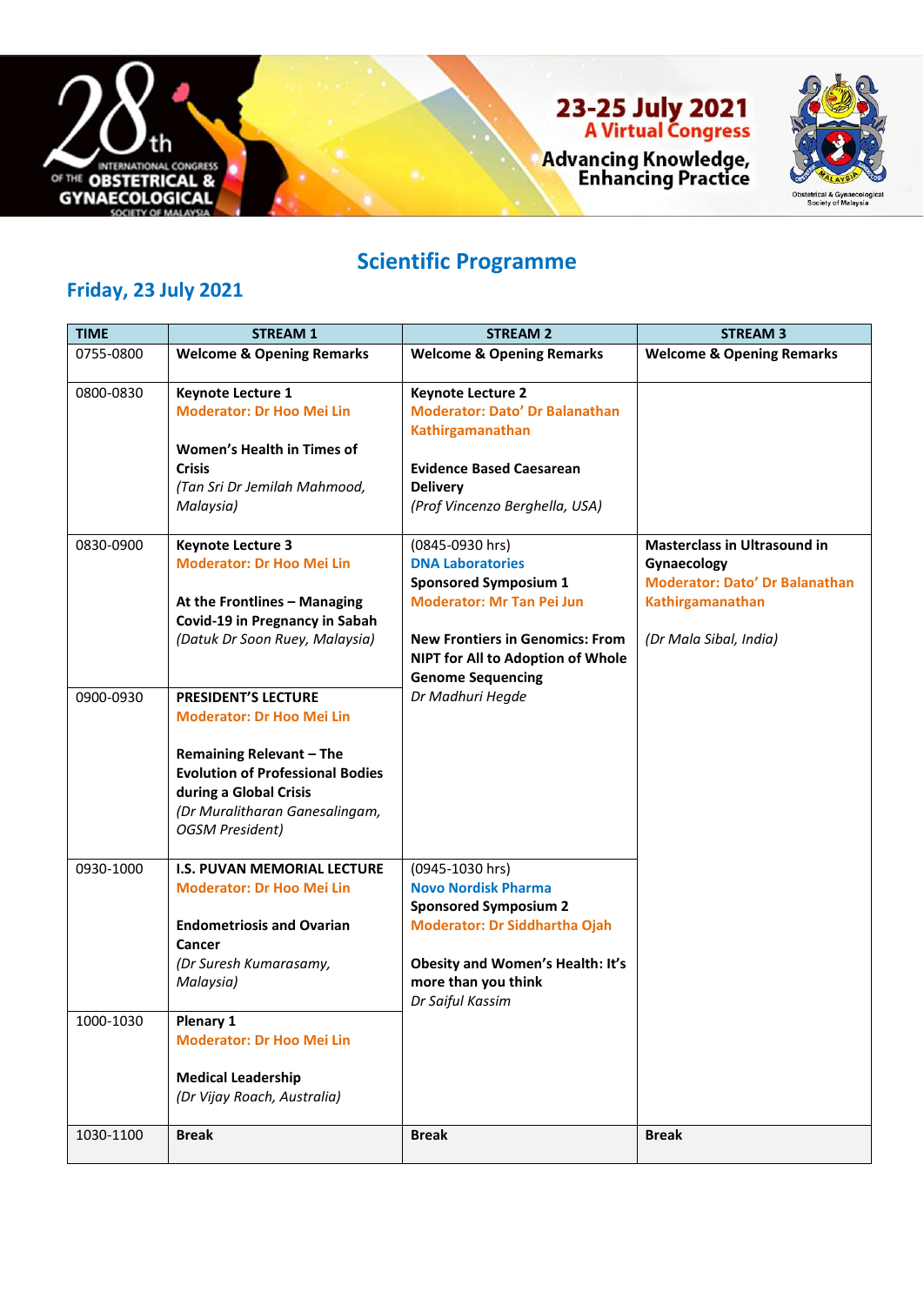28th International Congress of the Obstetrical & Gynaecological Society of Malaysia

**23-25 July 2021**
**A Virtual Congress**

**Advancing Knowledge, Enhancing Practice**

Obstetrical & Gynaecological Society of Malaysia

# Scientific Programme

## Friday, 23 July 2021

| TIME | STREAM 1 | STREAM 2 | STREAM 3 |
|---|---|---|---|
| 0755-0800 | **Welcome & Opening Remarks** | **Welcome & Opening Remarks** | **Welcome & Opening Remarks** |
| 0800-0830 | **Keynote Lecture 1**<br>**Moderator: Dr Hoo Mei Lin**<br><br>**Women's Health in Times of Crisis**<br>*(Tan Sri Dr Jemilah Mahmood, Malaysia)* | **Keynote Lecture 2**<br>**Moderator: Dato' Dr Balanathan Kathirgamanathan**<br><br>**Evidence Based Caesarean Delivery**<br>*(Prof Vincenzo Berghella, USA)* | |
| 0830-0900 | **Keynote Lecture 3**<br>**Moderator: Dr Hoo Mei Lin**<br><br>**At the Frontlines – Managing Covid-19 in Pregnancy in Sabah**<br>*(Datuk Dr Soon Ruey, Malaysia)* | (0845-0930 hrs)<br>**DNA Laboratories**<br>**Sponsored Symposium 1**<br>**Moderator: Mr Tan Pei Jun**<br><br>**New Frontiers in Genomics: From NIPT for All to Adoption of Whole Genome Sequencing**<br>*Dr Madhuri Hegde* | **Masterclass in Ultrasound in Gynaecology**<br>**Moderator: Dato' Dr Balanathan Kathirgamanathan**<br><br>*(Dr Mala Sibal, India)* |
| 0900-0930 | **PRESIDENT'S LECTURE**<br>**Moderator: Dr Hoo Mei Lin**<br><br>**Remaining Relevant – The Evolution of Professional Bodies during a Global Crisis**<br>*(Dr Muralitharan Ganesalingam, OGSM President)* | | |
| 0930-1000 | **I.S. PUVAN MEMORIAL LECTURE**<br>**Moderator: Dr Hoo Mei Lin**<br><br>**Endometriosis and Ovarian Cancer**<br>*(Dr Suresh Kumarasamy, Malaysia)* | (0945-1030 hrs)<br>**Novo Nordisk Pharma**<br>**Sponsored Symposium 2**<br>**Moderator: Dr Siddhartha Ojah**<br><br>**Obesity and Women's Health: It's more than you think**<br>*Dr Saiful Kassim* | |
| 1000-1030 | **Plenary 1**<br>**Moderator: Dr Hoo Mei Lin**<br><br>**Medical Leadership**<br>*(Dr Vijay Roach, Australia)* | | |
| 1030-1100 | **Break** | **Break** | **Break** |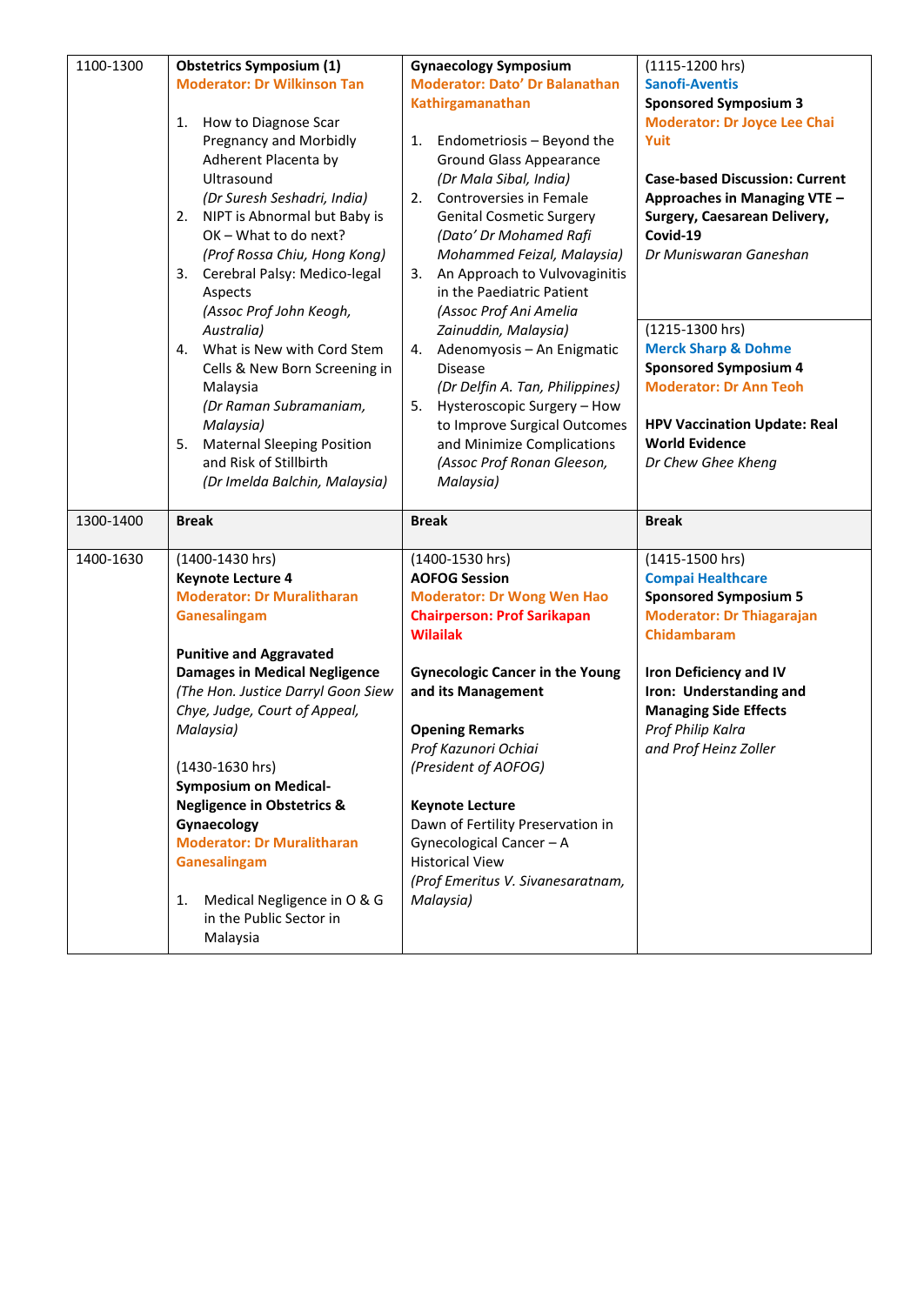| | | | |
|---|---|---|---|
| 1100-1300 | **Obstetrics Symposium (1)**<br>**Moderator: Dr Wilkinson Tan**<br><br>1. How to Diagnose Scar Pregnancy and Morbidly Adherent Placenta by Ultrasound *(Dr Suresh Seshadri, India)*<br>2. NIPT is Abnormal but Baby is OK – What to do next? *(Prof Rossa Chiu, Hong Kong)*<br>3. Cerebral Palsy: Medico-legal Aspects *(Assoc Prof John Keogh, Australia)*<br>4. What is New with Cord Stem Cells & New Born Screening in Malaysia *(Dr Raman Subramaniam, Malaysia)*<br>5. Maternal Sleeping Position and Risk of Stillbirth *(Dr Imelda Balchin, Malaysia)* | **Gynaecology Symposium**<br>**Moderator: Dato' Dr Balanathan Kathirgamanathan**<br><br>1. Endometriosis – Beyond the Ground Glass Appearance *(Dr Mala Sibal, India)*<br>2. Controversies in Female Genital Cosmetic Surgery *(Dato' Dr Mohamed Rafi Mohammed Feizal, Malaysia)*<br>3. An Approach to Vulvovaginitis in the Paediatric Patient *(Assoc Prof Ani Amelia Zainuddin, Malaysia)*<br>4. Adenomyosis – An Enigmatic Disease *(Dr Delfin A. Tan, Philippines)*<br>5. Hysteroscopic Surgery – How to Improve Surgical Outcomes and Minimize Complications *(Assoc Prof Ronan Gleeson, Malaysia)* | (1115-1200 hrs)<br>**Sanofi-Aventis**<br>**Sponsored Symposium 3**<br>**Moderator: Dr Joyce Lee Chai Yuit**<br><br>**Case-based Discussion: Current Approaches in Managing VTE – Surgery, Caesarean Delivery, Covid-19**<br>*Dr Muniswaran Ganeshan*<br><br>(1215-1300 hrs)<br>**Merck Sharp & Dohme**<br>**Sponsored Symposium 4**<br>**Moderator: Dr Ann Teoh**<br><br>**HPV Vaccination Update: Real World Evidence**<br>*Dr Chew Ghee Kheng* |
| 1300-1400 | **Break** | **Break** | **Break** |
| 1400-1630 | (1400-1430 hrs)<br>**Keynote Lecture 4**<br>**Moderator: Dr Muralitharan Ganesalingam**<br><br>**Punitive and Aggravated Damages in Medical Negligence**<br>*(The Hon. Justice Darryl Goon Siew Chye, Judge, Court of Appeal, Malaysia)*<br><br>(1430-1630 hrs)<br>**Symposium on Medical-Negligence in Obstetrics & Gynaecology**<br>**Moderator: Dr Muralitharan Ganesalingam**<br><br>1. Medical Negligence in O & G in the Public Sector in Malaysia | (1400-1530 hrs)<br>**AOFOG Session**<br>**Moderator: Dr Wong Wen Hao**<br>**Chairperson: Prof Sarikapan Wilailak**<br><br>**Gynecologic Cancer in the Young and its Management**<br><br>**Opening Remarks**<br>*Prof Kazunori Ochiai (President of AOFOG)*<br><br>**Keynote Lecture**<br>Dawn of Fertility Preservation in Gynecological Cancer – A Historical View<br>*(Prof Emeritus V. Sivanesaratnam, Malaysia)* | (1415-1500 hrs)<br>**Compai Healthcare**<br>**Sponsored Symposium 5**<br>**Moderator: Dr Thiagarajan Chidambaram**<br><br>**Iron Deficiency and IV Iron: Understanding and Managing Side Effects**<br>*Prof Philip Kalra and Prof Heinz Zoller* |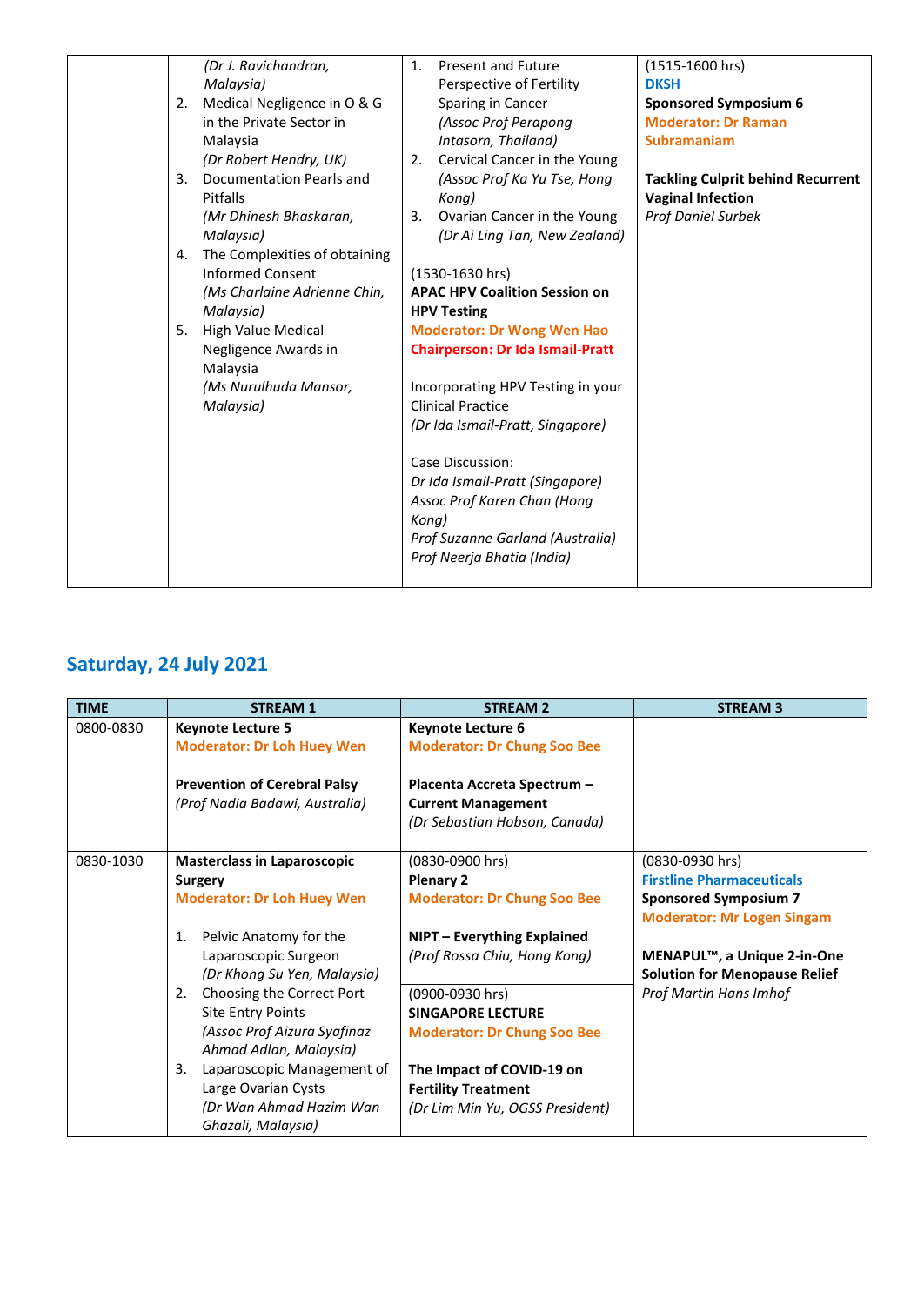| | | | |
|---|---|---|---|
| | *(Dr J. Ravichandran, Malaysia)*<br>2. Medical Negligence in O & G in the Private Sector in Malaysia<br>*(Dr Robert Hendry, UK)*<br>3. Documentation Pearls and Pitfalls<br>*(Mr Dhinesh Bhaskaran, Malaysia)*<br>4. The Complexities of obtaining Informed Consent<br>*(Ms Charlaine Adrienne Chin, Malaysia)*<br>5. High Value Medical Negligence Awards in Malaysia<br>*(Ms Nurulhuda Mansor, Malaysia)* | 1. Present and Future Perspective of Fertility Sparing in Cancer<br>*(Assoc Prof Perapong Intasorn, Thailand)*<br>2. Cervical Cancer in the Young<br>*(Assoc Prof Ka Yu Tse, Hong Kong)*<br>3. Ovarian Cancer in the Young<br>*(Dr Ai Ling Tan, New Zealand)*<br><br>(1530-1630 hrs)<br>**APAC HPV Coalition Session on HPV Testing**<br>**Moderator: Dr Wong Wen Hao**<br>**Chairperson: Dr Ida Ismail-Pratt**<br><br>Incorporating HPV Testing in your Clinical Practice<br>*(Dr Ida Ismail-Pratt, Singapore)*<br><br>Case Discussion:<br>*Dr Ida Ismail-Pratt (Singapore)*<br>*Assoc Prof Karen Chan (Hong Kong)*<br>*Prof Suzanne Garland (Australia)*<br>*Prof Neerja Bhatia (India)* | (1515-1600 hrs)<br>**DKSH**<br>**Sponsored Symposium 6**<br>**Moderator: Dr Raman Subramaniam**<br><br>**Tackling Culprit behind Recurrent Vaginal Infection**<br>*Prof Daniel Surbek* |

## Saturday, 24 July 2021

| TIME | STREAM 1 | STREAM 2 | STREAM 3 |
|---|---|---|---|
| 0800-0830 | **Keynote Lecture 5**<br>**Moderator: Dr Loh Huey Wen**<br><br>**Prevention of Cerebral Palsy**<br>*(Prof Nadia Badawi, Australia)* | **Keynote Lecture 6**<br>**Moderator: Dr Chung Soo Bee**<br><br>**Placenta Accreta Spectrum – Current Management**<br>*(Dr Sebastian Hobson, Canada)* | |
| 0830-1030 | **Masterclass in Laparoscopic Surgery**<br>**Moderator: Dr Loh Huey Wen**<br><br>1. Pelvic Anatomy for the Laparoscopic Surgeon<br>*(Dr Khong Su Yen, Malaysia)*<br>2. Choosing the Correct Port Site Entry Points<br>*(Assoc Prof Aizura Syafinaz Ahmad Adlan, Malaysia)*<br>3. Laparoscopic Management of Large Ovarian Cysts<br>*(Dr Wan Ahmad Hazim Wan Ghazali, Malaysia)* | (0830-0900 hrs)<br>**Plenary 2**<br>**Moderator: Dr Chung Soo Bee**<br><br>**NIPT – Everything Explained**<br>*(Prof Rossa Chiu, Hong Kong)*<br><br>(0900-0930 hrs)<br>**SINGAPORE LECTURE**<br>**Moderator: Dr Chung Soo Bee**<br><br>**The Impact of COVID-19 on Fertility Treatment**<br>*(Dr Lim Min Yu, OGSS President)* | (0830-0930 hrs)<br>**Firstline Pharmaceuticals**<br>**Sponsored Symposium 7**<br>**Moderator: Mr Logen Singam**<br><br>**MENAPUL™, a Unique 2-in-One Solution for Menopause Relief**<br>*Prof Martin Hans Imhof* |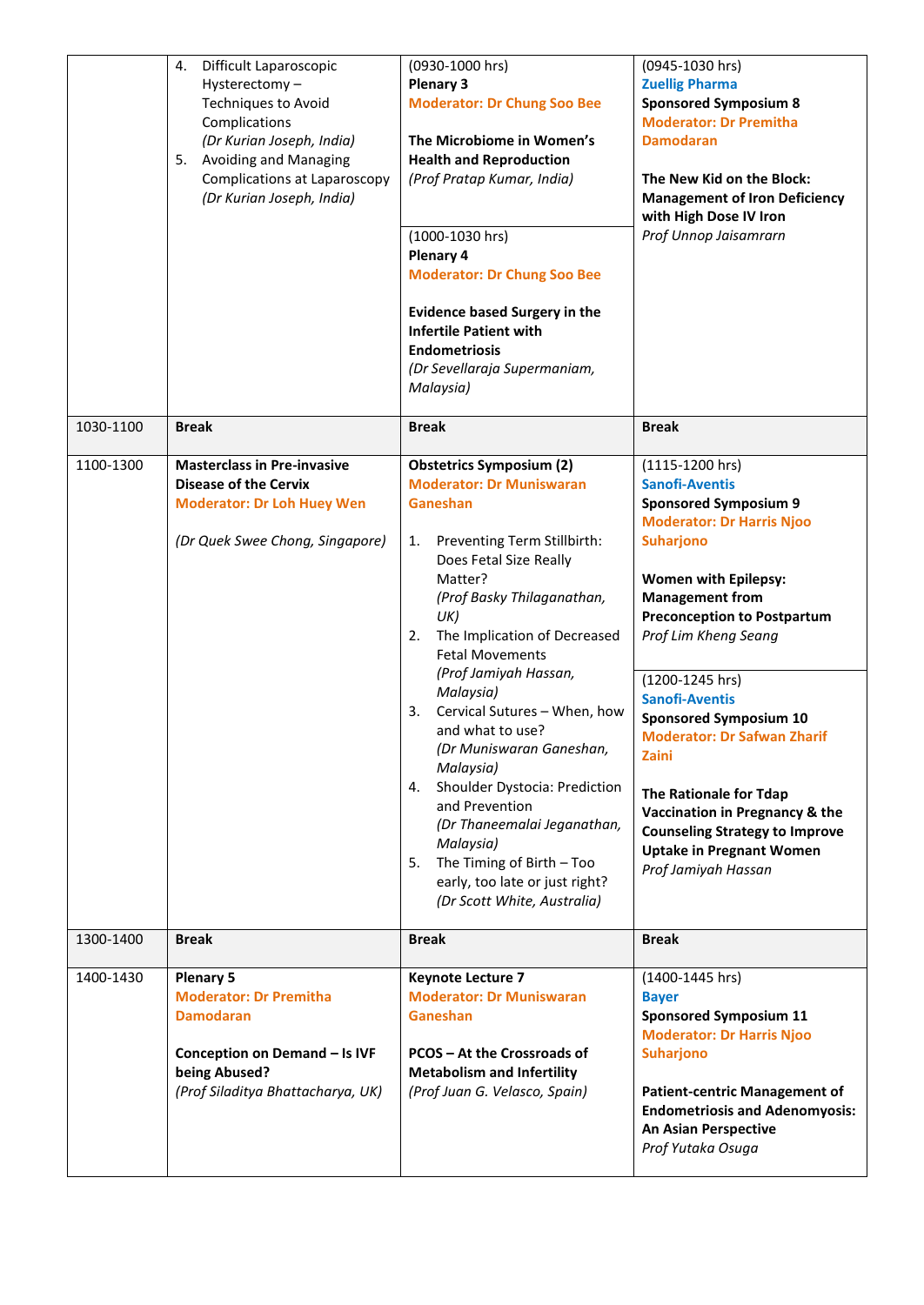| | | | |
|---|---|---|---|
| | 4. Difficult Laparoscopic Hysterectomy – Techniques to Avoid Complications *(Dr Kurian Joseph, India)*<br>5. Avoiding and Managing Complications at Laparoscopy *(Dr Kurian Joseph, India)* | (0930-1000 hrs)<br>**Plenary 3**<br>**Moderator: Dr Chung Soo Bee**<br><br>**The Microbiome in Women's Health and Reproduction**<br>*(Prof Pratap Kumar, India)*<br><br>(1000-1030 hrs)<br>**Plenary 4**<br>**Moderator: Dr Chung Soo Bee**<br><br>**Evidence based Surgery in the Infertile Patient with Endometriosis**<br>*(Dr Sevellaraja Supermaniam, Malaysia)* | (0945-1030 hrs)<br>**Zuellig Pharma**<br>**Sponsored Symposium 8**<br>**Moderator: Dr Premitha Damodaran**<br><br>**The New Kid on the Block: Management of Iron Deficiency with High Dose IV Iron**<br>*Prof Unnop Jaisamrarn* |
| 1030-1100 | **Break** | **Break** | **Break** |
| 1100-1300 | **Masterclass in Pre-invasive Disease of the Cervix**<br>**Moderator: Dr Loh Huey Wen**<br><br>*(Dr Quek Swee Chong, Singapore)* | **Obstetrics Symposium (2)**<br>**Moderator: Dr Muniswaran Ganeshan**<br><br>1. Preventing Term Stillbirth: Does Fetal Size Really Matter? *(Prof Basky Thilaganathan, UK)*<br>2. The Implication of Decreased Fetal Movements *(Prof Jamiyah Hassan, Malaysia)*<br>3. Cervical Sutures – When, how and what to use? *(Dr Muniswaran Ganeshan, Malaysia)*<br>4. Shoulder Dystocia: Prediction and Prevention *(Dr Thaneemalai Jeganathan, Malaysia)*<br>5. The Timing of Birth – Too early, too late or just right? *(Dr Scott White, Australia)* | (1115-1200 hrs)<br>**Sanofi-Aventis**<br>**Sponsored Symposium 9**<br>**Moderator: Dr Harris Njoo Suharjono**<br><br>**Women with Epilepsy: Management from Preconception to Postpartum**<br>*Prof Lim Kheng Seang*<br><br>(1200-1245 hrs)<br>**Sanofi-Aventis**<br>**Sponsored Symposium 10**<br>**Moderator: Dr Safwan Zharif Zaini**<br><br>**The Rationale for Tdap Vaccination in Pregnancy & the Counseling Strategy to Improve Uptake in Pregnant Women**<br>*Prof Jamiyah Hassan* |
| 1300-1400 | **Break** | **Break** | **Break** |
| 1400-1430 | **Plenary 5**<br>**Moderator: Dr Premitha Damodaran**<br><br>**Conception on Demand – Is IVF being Abused?**<br>*(Prof Siladitya Bhattacharya, UK)* | **Keynote Lecture 7**<br>**Moderator: Dr Muniswaran Ganeshan**<br><br>**PCOS – At the Crossroads of Metabolism and Infertility**<br>*(Prof Juan G. Velasco, Spain)* | (1400-1445 hrs)<br>**Bayer**<br>**Sponsored Symposium 11**<br>**Moderator: Dr Harris Njoo Suharjono**<br><br>**Patient-centric Management of Endometriosis and Adenomyosis: An Asian Perspective**<br>*Prof Yutaka Osuga* |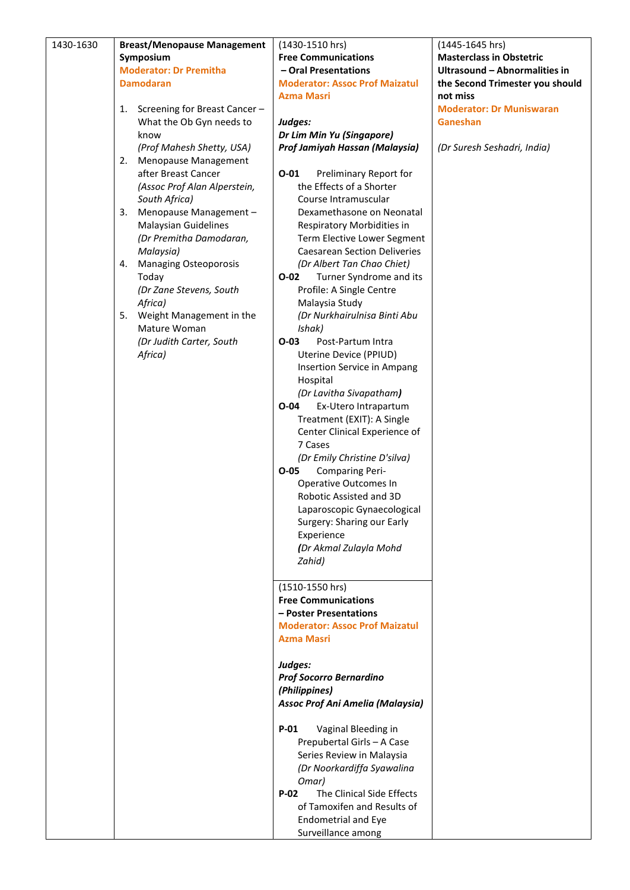| 1430-1630 | **Breast/Menopause Management Symposium**<br>**Moderator: Dr Premitha Damodaran**<br><br>1. Screening for Breast Cancer – What the Ob Gyn needs to know *(Prof Mahesh Shetty, USA)*<br>2. Menopause Management after Breast Cancer *(Assoc Prof Alan Alperstein, South Africa)*<br>3. Menopause Management – Malaysian Guidelines *(Dr Premitha Damodaran, Malaysia)*<br>4. Managing Osteoporosis Today *(Dr Zane Stevens, South Africa)*<br>5. Weight Management in the Mature Woman *(Dr Judith Carter, South Africa)* | (1430-1510 hrs)<br>**Free Communications – Oral Presentations**<br>**Moderator: Assoc Prof Maizatul Azma Masri**<br><br>***Judges:***<br>***Dr Lim Min Yu (Singapore)***<br>***Prof Jamiyah Hassan (Malaysia)***<br><br>**O-01** Preliminary Report for the Effects of a Shorter Course Intramuscular Dexamethasone on Neonatal Respiratory Morbidities in Term Elective Lower Segment Caesarean Section Deliveries *(Dr Albert Tan Chao Chiet)*<br>**O-02** Turner Syndrome and its Profile: A Single Centre Malaysia Study *(Dr Nurkhairulnisa Binti Abu Ishak)*<br>**O-03** Post-Partum Intra Uterine Device (PPIUD) Insertion Service in Ampang Hospital *(Dr Lavitha Sivapatham)*<br>**O-04** Ex-Utero Intrapartum Treatment (EXIT): A Single Center Clinical Experience of 7 Cases *(Dr Emily Christine D'silva)*<br>**O-05** Comparing Peri-Operative Outcomes In Robotic Assisted and 3D Laparoscopic Gynaecological Surgery: Sharing our Early Experience *(Dr Akmal Zulayla Mohd Zahid)*<br><br>(1510-1550 hrs)<br>**Free Communications – Poster Presentations**<br>**Moderator: Assoc Prof Maizatul Azma Masri**<br><br>***Judges:***<br>***Prof Socorro Bernardino (Philippines)***<br>***Assoc Prof Ani Amelia (Malaysia)***<br><br>**P-01** Vaginal Bleeding in Prepubertal Girls – A Case Series Review in Malaysia *(Dr Noorkardiffa Syawalina Omar)*<br>**P-02** The Clinical Side Effects of Tamoxifen and Results of Endometrial and Eye Surveillance among | (1445-1645 hrs)<br>**Masterclass in Obstetric Ultrasound – Abnormalities in the Second Trimester you should not miss**<br>**Moderator: Dr Muniswaran Ganeshan**<br><br>*(Dr Suresh Seshadri, India)* |
|---|---|---|---|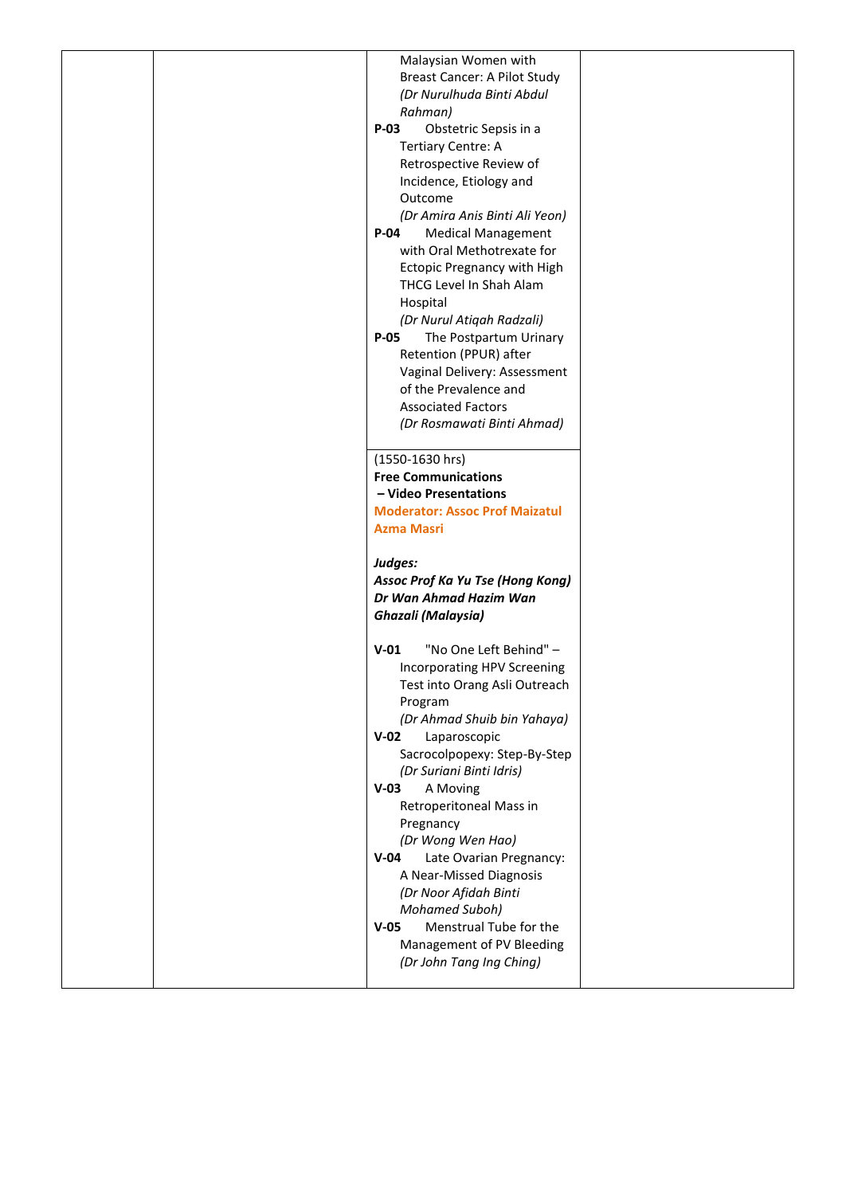| | | | |
|---|---|---|---|
| | | Malaysian Women with Breast Cancer: A Pilot Study<br>*(Dr Nurulhuda Binti Abdul Rahman)*<br>**P-03** Obstetric Sepsis in a Tertiary Centre: A Retrospective Review of Incidence, Etiology and Outcome<br>*(Dr Amira Anis Binti Ali Yeon)*<br>**P-04** Medical Management with Oral Methotrexate for Ectopic Pregnancy with High THCG Level In Shah Alam Hospital<br>*(Dr Nurul Atiqah Radzali)*<br>**P-05** The Postpartum Urinary Retention (PPUR) after Vaginal Delivery: Assessment of the Prevalence and Associated Factors<br>*(Dr Rosmawati Binti Ahmad)* | |
| | | (1550-1630 hrs)<br>**Free Communications – Video Presentations**<br>**Moderator: Assoc Prof Maizatul Azma Masri**<br><br>***Judges:***<br>***Assoc Prof Ka Yu Tse (Hong Kong)***<br>***Dr Wan Ahmad Hazim Wan Ghazali (Malaysia)***<br><br>**V-01** "No One Left Behind" – Incorporating HPV Screening Test into Orang Asli Outreach Program<br>*(Dr Ahmad Shuib bin Yahaya)*<br>**V-02** Laparoscopic Sacrocolpopexy: Step-By-Step<br>*(Dr Suriani Binti Idris)*<br>**V-03** A Moving Retroperitoneal Mass in Pregnancy<br>*(Dr Wong Wen Hao)*<br>**V-04** Late Ovarian Pregnancy: A Near-Missed Diagnosis<br>*(Dr Noor Afidah Binti Mohamed Suboh)*<br>**V-05** Menstrual Tube for the Management of PV Bleeding<br>*(Dr John Tang Ing Ching)* | |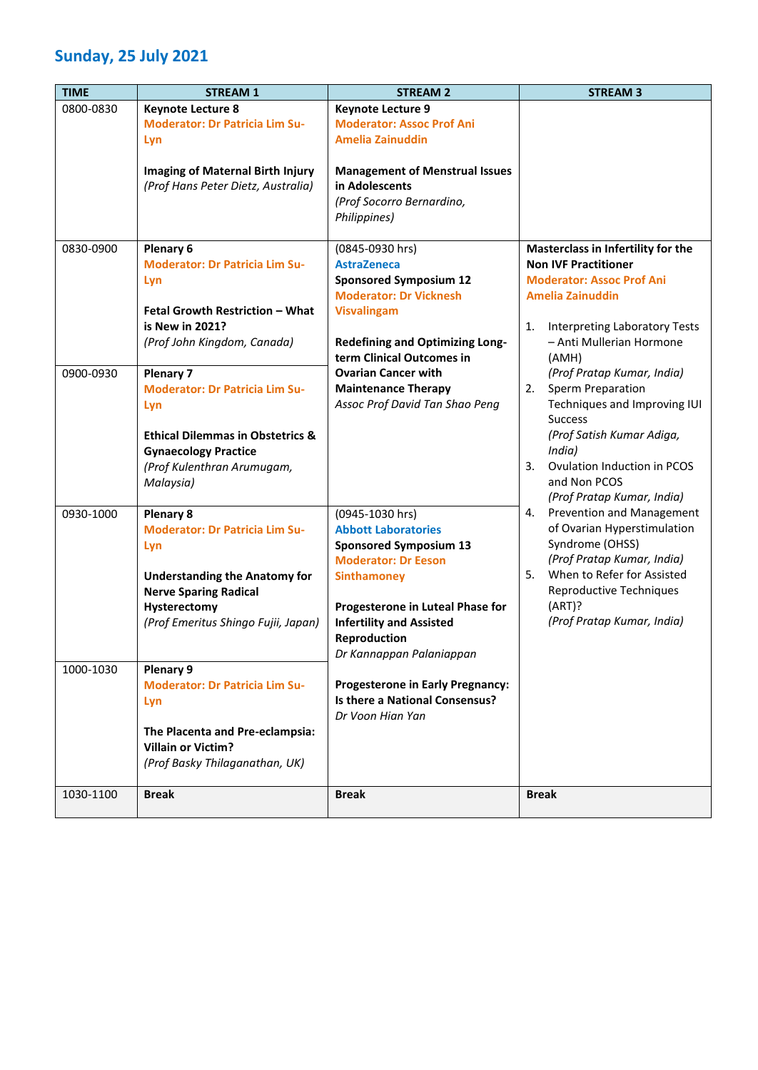## Sunday, 25 July 2021

| TIME | STREAM 1 | STREAM 2 | STREAM 3 |
|---|---|---|---|
| 0800-0830 | **Keynote Lecture 8**<br>**Moderator: Dr Patricia Lim Su-Lyn**<br><br>**Imaging of Maternal Birth Injury**<br>*(Prof Hans Peter Dietz, Australia)* | **Keynote Lecture 9**<br>**Moderator: Assoc Prof Ani Amelia Zainuddin**<br><br>**Management of Menstrual Issues in Adolescents**<br>*(Prof Socorro Bernardino, Philippines)* | |
| 0830-0900 | **Plenary 6**<br>**Moderator: Dr Patricia Lim Su-Lyn**<br><br>**Fetal Growth Restriction – What is New in 2021?**<br>*(Prof John Kingdom, Canada)* | (0845-0930 hrs)<br>**AstraZeneca**<br>**Sponsored Symposium 12**<br>**Moderator: Dr Vicknesh Visvalingam**<br><br>**Redefining and Optimizing Long-term Clinical Outcomes in Ovarian Cancer with Maintenance Therapy**<br>*Assoc Prof David Tan Shao Peng* | **Masterclass in Infertility for the Non IVF Practitioner**<br>**Moderator: Assoc Prof Ani Amelia Zainuddin**<br><br>1. Interpreting Laboratory Tests – Anti Mullerian Hormone (AMH)<br>*(Prof Pratap Kumar, India)*<br>2. Sperm Preparation Techniques and Improving IUI Success<br>*(Prof Satish Kumar Adiga, India)*<br>3. Ovulation Induction in PCOS and Non PCOS<br>*(Prof Pratap Kumar, India)*<br>4. Prevention and Management of Ovarian Hyperstimulation Syndrome (OHSS)<br>*(Prof Pratap Kumar, India)*<br>5. When to Refer for Assisted Reproductive Techniques (ART)?<br>*(Prof Pratap Kumar, India)* |
| 0900-0930 | **Plenary 7**<br>**Moderator: Dr Patricia Lim Su-Lyn**<br><br>**Ethical Dilemmas in Obstetrics & Gynaecology Practice**<br>*(Prof Kulenthran Arumugam, Malaysia)* | | |
| 0930-1000 | **Plenary 8**<br>**Moderator: Dr Patricia Lim Su-Lyn**<br><br>**Understanding the Anatomy for Nerve Sparing Radical Hysterectomy**<br>*(Prof Emeritus Shingo Fujii, Japan)* | (0945-1030 hrs)<br>**Abbott Laboratories**<br>**Sponsored Symposium 13**<br>**Moderator: Dr Eeson Sinthamoney**<br><br>**Progesterone in Luteal Phase for Infertility and Assisted Reproduction**<br>*Dr Kannappan Palaniappan*<br><br>**Progesterone in Early Pregnancy: Is there a National Consensus?**<br>*Dr Voon Hian Yan* | |
| 1000-1030 | **Plenary 9**<br>**Moderator: Dr Patricia Lim Su-Lyn**<br><br>**The Placenta and Pre-eclampsia: Villain or Victim?**<br>*(Prof Basky Thilaganathan, UK)* | | |
| 1030-1100 | **Break** | **Break** | **Break** |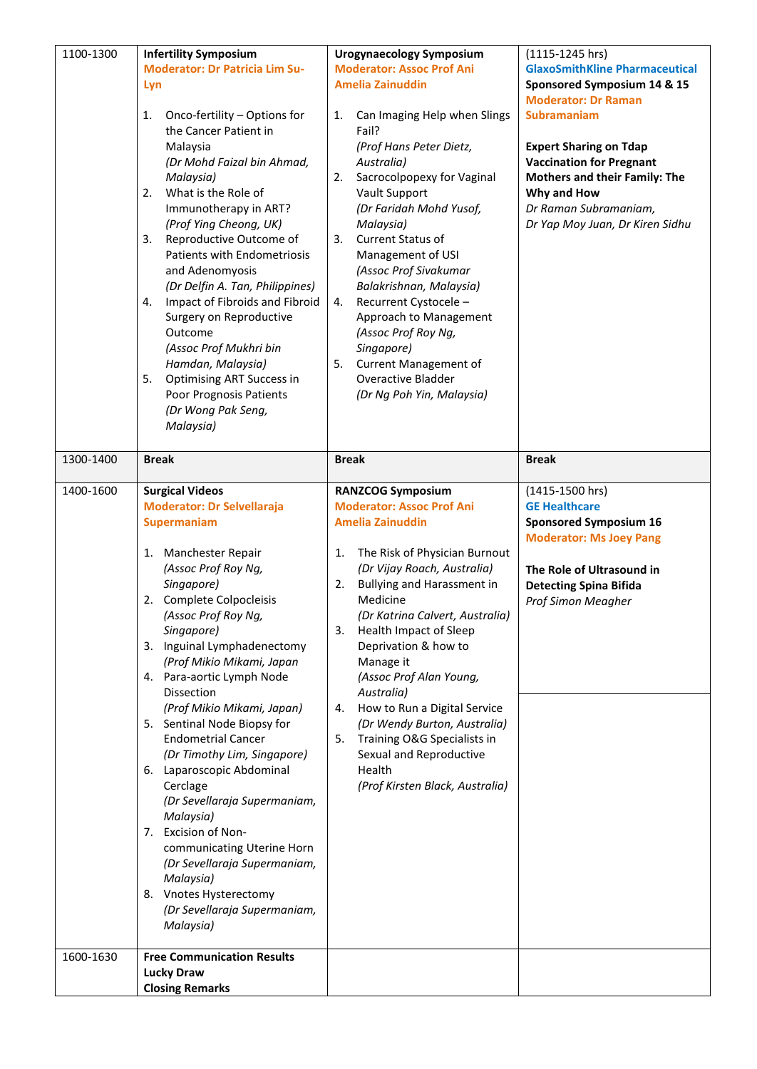| | | | |
|---|---|---|---|
| 1100-1300 | **Infertility Symposium**<br>**Moderator: Dr Patricia Lim Su-Lyn**<br><br>1. Onco-fertility – Options for the Cancer Patient in Malaysia<br>*(Dr Mohd Faizal bin Ahmad, Malaysia)*<br>2. What is the Role of Immunotherapy in ART?<br>*(Prof Ying Cheong, UK)*<br>3. Reproductive Outcome of Patients with Endometriosis and Adenomyosis<br>*(Dr Delfin A. Tan, Philippines)*<br>4. Impact of Fibroids and Fibroid Surgery on Reproductive Outcome<br>*(Assoc Prof Mukhri bin Hamdan, Malaysia)*<br>5. Optimising ART Success in Poor Prognosis Patients<br>*(Dr Wong Pak Seng, Malaysia)* | **Urogynaecology Symposium**<br>**Moderator: Assoc Prof Ani Amelia Zainuddin**<br><br>1. Can Imaging Help when Slings Fail?<br>*(Prof Hans Peter Dietz, Australia)*<br>2. Sacrocolpopexy for Vaginal Vault Support<br>*(Dr Faridah Mohd Yusof, Malaysia)*<br>3. Current Status of Management of USI<br>*(Assoc Prof Sivakumar Balakrishnan, Malaysia)*<br>4. Recurrent Cystocele – Approach to Management<br>*(Assoc Prof Roy Ng, Singapore)*<br>5. Current Management of Overactive Bladder<br>*(Dr Ng Poh Yin, Malaysia)* | (1115-1245 hrs)<br>**GlaxoSmithKline Pharmaceutical**<br>**Sponsored Symposium 14 & 15**<br>**Moderator: Dr Raman Subramaniam**<br><br>**Expert Sharing on Tdap Vaccination for Pregnant Mothers and their Family: The Why and How**<br>*Dr Raman Subramaniam, Dr Yap Moy Juan, Dr Kiren Sidhu* |
| 1300-1400 | **Break** | **Break** | **Break** |
| 1400-1600 | **Surgical Videos**<br>**Moderator: Dr Selvellaraja Supermaniam**<br><br>1. Manchester Repair<br>*(Assoc Prof Roy Ng, Singapore)*<br>2. Complete Colpocleisis<br>*(Assoc Prof Roy Ng, Singapore)*<br>3. Inguinal Lymphadenectomy<br>*(Prof Mikio Mikami, Japan*<br>4. Para-aortic Lymph Node Dissection<br>*(Prof Mikio Mikami, Japan)*<br>5. Sentinal Node Biopsy for Endometrial Cancer<br>*(Dr Timothy Lim, Singapore)*<br>6. Laparoscopic Abdominal Cerclage<br>*(Dr Sevellaraja Supermaniam, Malaysia)*<br>7. Excision of Non-communicating Uterine Horn<br>*(Dr Sevellaraja Supermaniam, Malaysia)*<br>8. Vnotes Hysterectomy<br>*(Dr Sevellaraja Supermaniam, Malaysia)* | **RANZCOG Symposium**<br>**Moderator: Assoc Prof Ani Amelia Zainuddin**<br><br>1. The Risk of Physician Burnout<br>*(Dr Vijay Roach, Australia)*<br>2. Bullying and Harassment in Medicine<br>*(Dr Katrina Calvert, Australia)*<br>3. Health Impact of Sleep Deprivation & how to Manage it<br>*(Assoc Prof Alan Young, Australia)*<br>4. How to Run a Digital Service<br>*(Dr Wendy Burton, Australia)*<br>5. Training O&G Specialists in Sexual and Reproductive Health<br>*(Prof Kirsten Black, Australia)* | (1415-1500 hrs)<br>**GE Healthcare**<br>**Sponsored Symposium 16**<br>**Moderator: Ms Joey Pang**<br><br>**The Role of Ultrasound in Detecting Spina Bifida**<br>*Prof Simon Meagher* |
| 1600-1630 | **Free Communication Results**<br>**Lucky Draw**<br>**Closing Remarks** | | |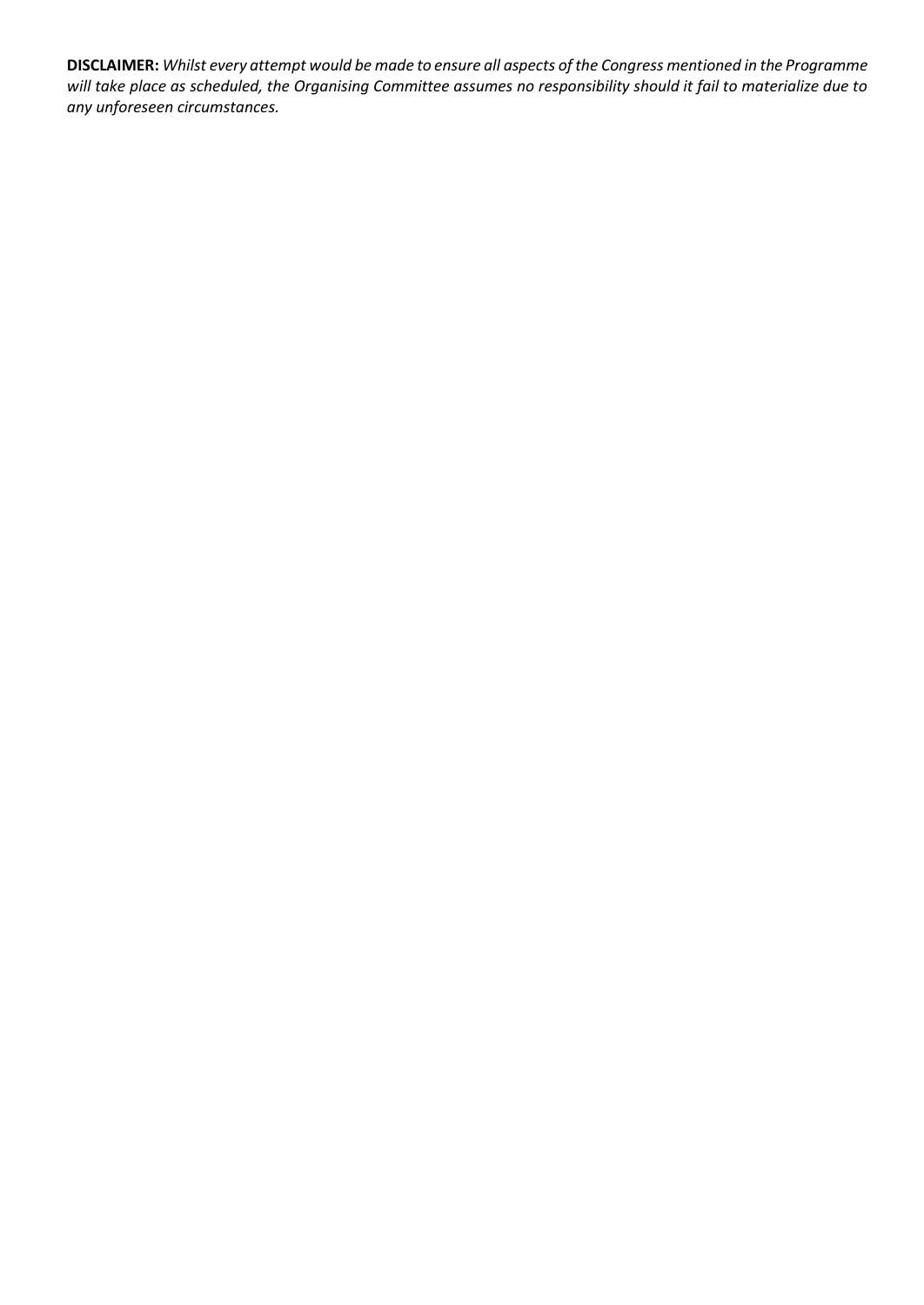**DISCLAIMER:** *Whilst every attempt would be made to ensure all aspects of the Congress mentioned in the Programme will take place as scheduled, the Organising Committee assumes no responsibility should it fail to materialize due to any unforeseen circumstances.*